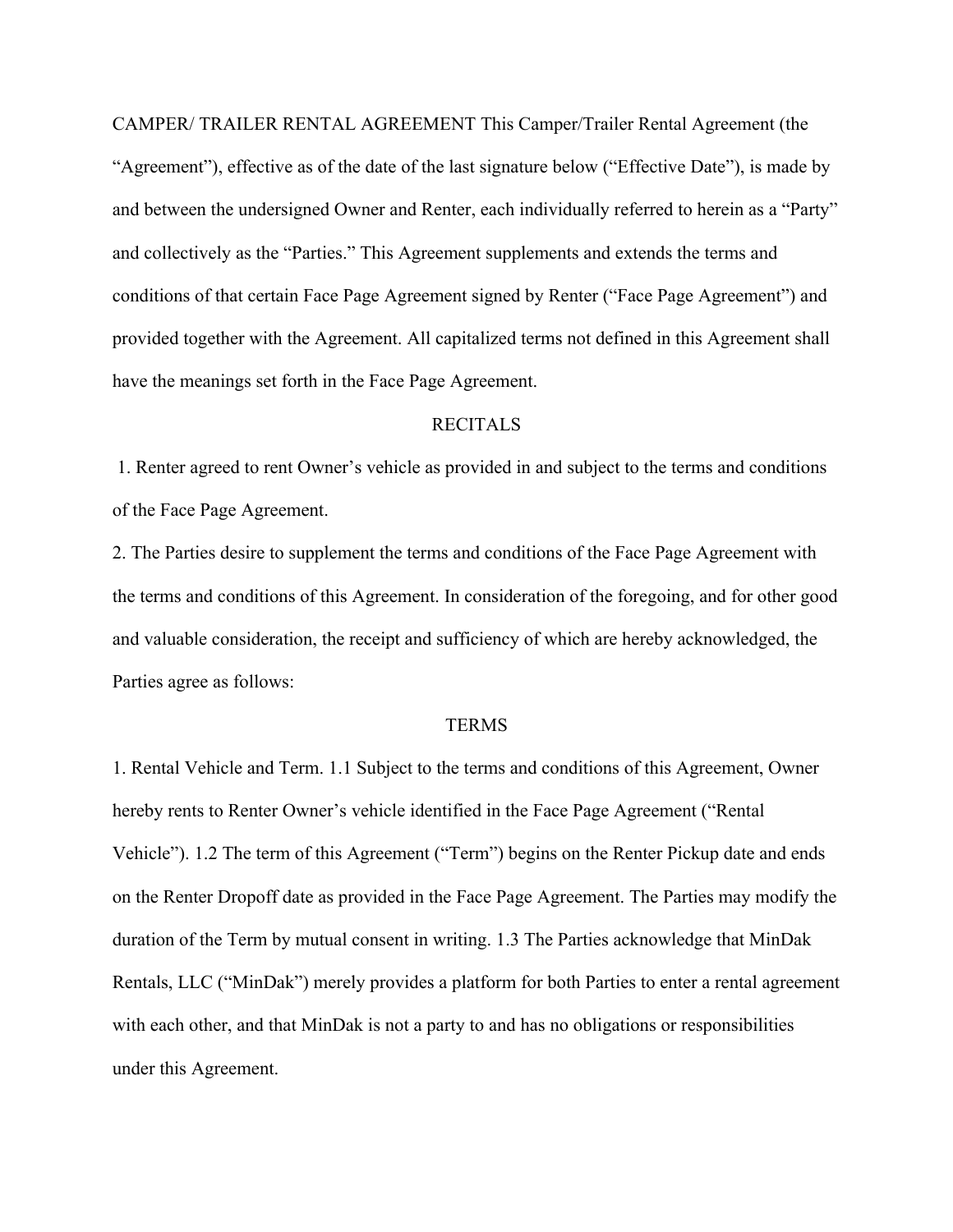CAMPER/ TRAILER RENTAL AGREEMENT This Camper/Trailer Rental Agreement (the "Agreement"), effective as of the date of the last signature below ("Effective Date"), is made by and between the undersigned Owner and Renter, each individually referred to herein as a "Party" and collectively as the "Parties." This Agreement supplements and extends the terms and conditions of that certain Face Page Agreement signed by Renter ("Face Page Agreement") and provided together with the Agreement. All capitalized terms not defined in this Agreement shall have the meanings set forth in the Face Page Agreement.

## RECITALS

1. Renter agreed to rent Owner's vehicle as provided in and subject to the terms and conditions of the Face Page Agreement.
2. The Parties desire to supplement the terms and conditions of the Face Page Agreement with the terms and conditions of this Agreement. In consideration of the foregoing, and for other good and valuable consideration, the receipt and sufficiency of which are hereby acknowledged, the Parties agree as follows:

## TERMS

1. Rental Vehicle and Term. 1.1 Subject to the terms and conditions of this Agreement, Owner hereby rents to Renter Owner's vehicle identified in the Face Page Agreement ("Rental Vehicle"). 1.2 The term of this Agreement ("Term") begins on the Renter Pickup date and ends on the Renter Dropoff date as provided in the Face Page Agreement. The Parties may modify the duration of the Term by mutual consent in writing. 1.3 The Parties acknowledge that MinDak Rentals, LLC ("MinDak") merely provides a platform for both Parties to enter a rental agreement with each other, and that MinDak is not a party to and has no obligations or responsibilities under this Agreement.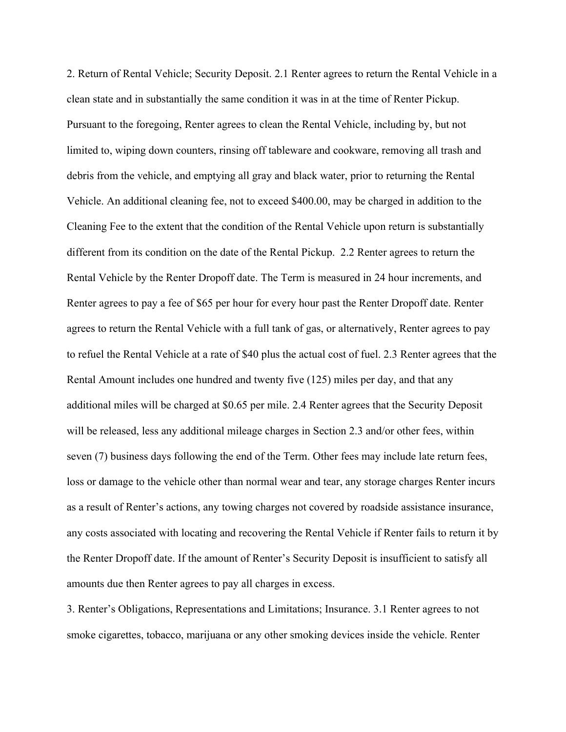2. Return of Rental Vehicle; Security Deposit. 2.1 Renter agrees to return the Rental Vehicle in a clean state and in substantially the same condition it was in at the time of Renter Pickup. Pursuant to the foregoing, Renter agrees to clean the Rental Vehicle, including by, but not limited to, wiping down counters, rinsing off tableware and cookware, removing all trash and debris from the vehicle, and emptying all gray and black water, prior to returning the Rental Vehicle. An additional cleaning fee, not to exceed $400.00, may be charged in addition to the Cleaning Fee to the extent that the condition of the Rental Vehicle upon return is substantially different from its condition on the date of the Rental Pickup. 2.2 Renter agrees to return the Rental Vehicle by the Renter Dropoff date. The Term is measured in 24 hour increments, and Renter agrees to pay a fee of $65 per hour for every hour past the Renter Dropoff date. Renter agrees to return the Rental Vehicle with a full tank of gas, or alternatively, Renter agrees to pay to refuel the Rental Vehicle at a rate of $40 plus the actual cost of fuel. 2.3 Renter agrees that the Rental Amount includes one hundred and twenty five (125) miles per day, and that any additional miles will be charged at $0.65 per mile. 2.4 Renter agrees that the Security Deposit will be released, less any additional mileage charges in Section 2.3 and/or other fees, within seven (7) business days following the end of the Term. Other fees may include late return fees, loss or damage to the vehicle other than normal wear and tear, any storage charges Renter incurs as a result of Renter's actions, any towing charges not covered by roadside assistance insurance, any costs associated with locating and recovering the Rental Vehicle if Renter fails to return it by the Renter Dropoff date. If the amount of Renter's Security Deposit is insufficient to satisfy all amounts due then Renter agrees to pay all charges in excess.

3. Renter's Obligations, Representations and Limitations; Insurance. 3.1 Renter agrees to not smoke cigarettes, tobacco, marijuana or any other smoking devices inside the vehicle. Renter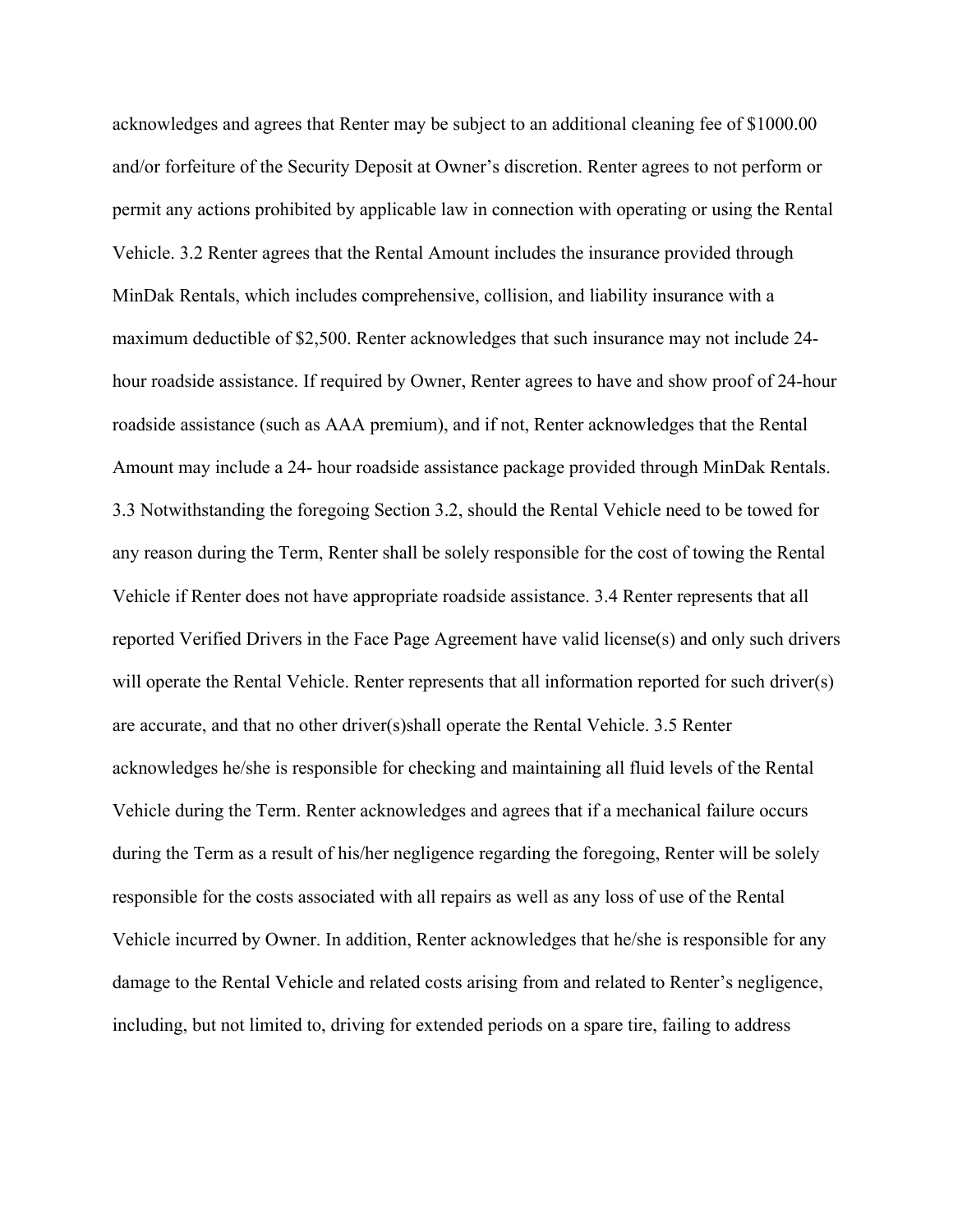acknowledges and agrees that Renter may be subject to an additional cleaning fee of $1000.00 and/or forfeiture of the Security Deposit at Owner's discretion. Renter agrees to not perform or permit any actions prohibited by applicable law in connection with operating or using the Rental Vehicle. 3.2 Renter agrees that the Rental Amount includes the insurance provided through MinDak Rentals, which includes comprehensive, collision, and liability insurance with a maximum deductible of $2,500. Renter acknowledges that such insurance may not include 24-hour roadside assistance. If required by Owner, Renter agrees to have and show proof of 24-hour roadside assistance (such as AAA premium), and if not, Renter acknowledges that the Rental Amount may include a 24- hour roadside assistance package provided through MinDak Rentals. 3.3 Notwithstanding the foregoing Section 3.2, should the Rental Vehicle need to be towed for any reason during the Term, Renter shall be solely responsible for the cost of towing the Rental Vehicle if Renter does not have appropriate roadside assistance. 3.4 Renter represents that all reported Verified Drivers in the Face Page Agreement have valid license(s) and only such drivers will operate the Rental Vehicle. Renter represents that all information reported for such driver(s) are accurate, and that no other driver(s)shall operate the Rental Vehicle. 3.5 Renter acknowledges he/she is responsible for checking and maintaining all fluid levels of the Rental Vehicle during the Term. Renter acknowledges and agrees that if a mechanical failure occurs during the Term as a result of his/her negligence regarding the foregoing, Renter will be solely responsible for the costs associated with all repairs as well as any loss of use of the Rental Vehicle incurred by Owner. In addition, Renter acknowledges that he/she is responsible for any damage to the Rental Vehicle and related costs arising from and related to Renter's negligence, including, but not limited to, driving for extended periods on a spare tire, failing to address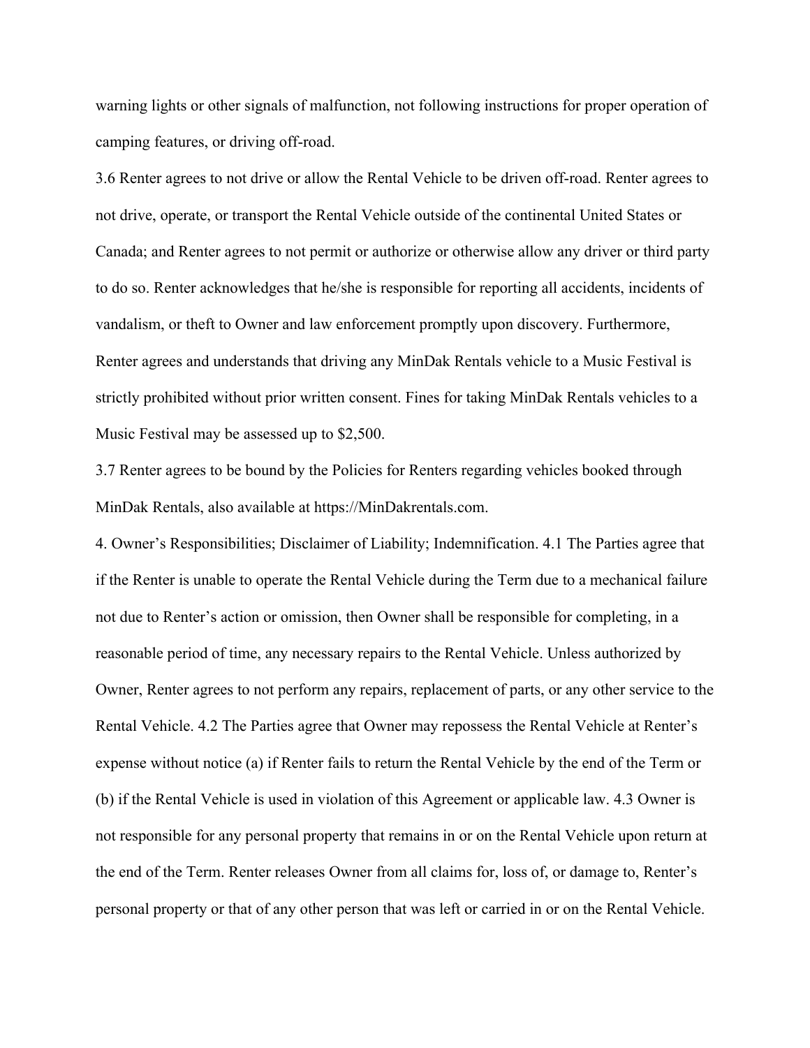warning lights or other signals of malfunction, not following instructions for proper operation of camping features, or driving off-road.

3.6 Renter agrees to not drive or allow the Rental Vehicle to be driven off-road. Renter agrees to not drive, operate, or transport the Rental Vehicle outside of the continental United States or Canada; and Renter agrees to not permit or authorize or otherwise allow any driver or third party to do so. Renter acknowledges that he/she is responsible for reporting all accidents, incidents of vandalism, or theft to Owner and law enforcement promptly upon discovery. Furthermore, Renter agrees and understands that driving any MinDak Rentals vehicle to a Music Festival is strictly prohibited without prior written consent. Fines for taking MinDak Rentals vehicles to a Music Festival may be assessed up to $2,500.

3.7 Renter agrees to be bound by the Policies for Renters regarding vehicles booked through MinDak Rentals, also available at https://MinDakrentals.com.

4. Owner's Responsibilities; Disclaimer of Liability; Indemnification. 4.1 The Parties agree that if the Renter is unable to operate the Rental Vehicle during the Term due to a mechanical failure not due to Renter's action or omission, then Owner shall be responsible for completing, in a reasonable period of time, any necessary repairs to the Rental Vehicle. Unless authorized by Owner, Renter agrees to not perform any repairs, replacement of parts, or any other service to the Rental Vehicle. 4.2 The Parties agree that Owner may repossess the Rental Vehicle at Renter's expense without notice (a) if Renter fails to return the Rental Vehicle by the end of the Term or (b) if the Rental Vehicle is used in violation of this Agreement or applicable law. 4.3 Owner is not responsible for any personal property that remains in or on the Rental Vehicle upon return at the end of the Term. Renter releases Owner from all claims for, loss of, or damage to, Renter's personal property or that of any other person that was left or carried in or on the Rental Vehicle.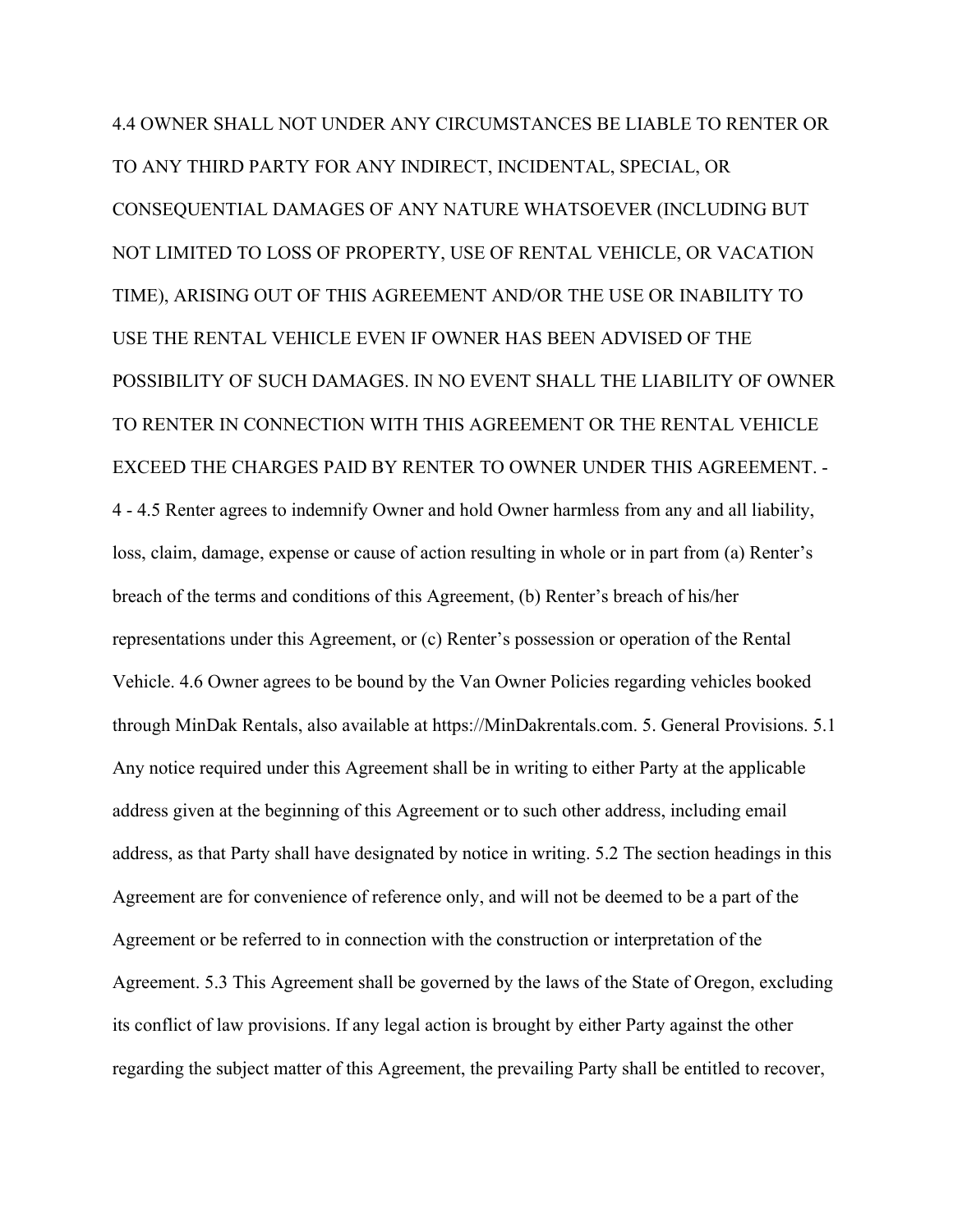4.4 OWNER SHALL NOT UNDER ANY CIRCUMSTANCES BE LIABLE TO RENTER OR TO ANY THIRD PARTY FOR ANY INDIRECT, INCIDENTAL, SPECIAL, OR CONSEQUENTIAL DAMAGES OF ANY NATURE WHATSOEVER (INCLUDING BUT NOT LIMITED TO LOSS OF PROPERTY, USE OF RENTAL VEHICLE, OR VACATION TIME), ARISING OUT OF THIS AGREEMENT AND/OR THE USE OR INABILITY TO USE THE RENTAL VEHICLE EVEN IF OWNER HAS BEEN ADVISED OF THE POSSIBILITY OF SUCH DAMAGES. IN NO EVENT SHALL THE LIABILITY OF OWNER TO RENTER IN CONNECTION WITH THIS AGREEMENT OR THE RENTAL VEHICLE EXCEED THE CHARGES PAID BY RENTER TO OWNER UNDER THIS AGREEMENT. - 4 - 4.5 Renter agrees to indemnify Owner and hold Owner harmless from any and all liability, loss, claim, damage, expense or cause of action resulting in whole or in part from (a) Renter's breach of the terms and conditions of this Agreement, (b) Renter's breach of his/her representations under this Agreement, or (c) Renter's possession or operation of the Rental Vehicle. 4.6 Owner agrees to be bound by the Van Owner Policies regarding vehicles booked through MinDak Rentals, also available at https://MinDakrentals.com. 5. General Provisions. 5.1 Any notice required under this Agreement shall be in writing to either Party at the applicable address given at the beginning of this Agreement or to such other address, including email address, as that Party shall have designated by notice in writing. 5.2 The section headings in this Agreement are for convenience of reference only, and will not be deemed to be a part of the Agreement or be referred to in connection with the construction or interpretation of the Agreement. 5.3 This Agreement shall be governed by the laws of the State of Oregon, excluding its conflict of law provisions. If any legal action is brought by either Party against the other regarding the subject matter of this Agreement, the prevailing Party shall be entitled to recover,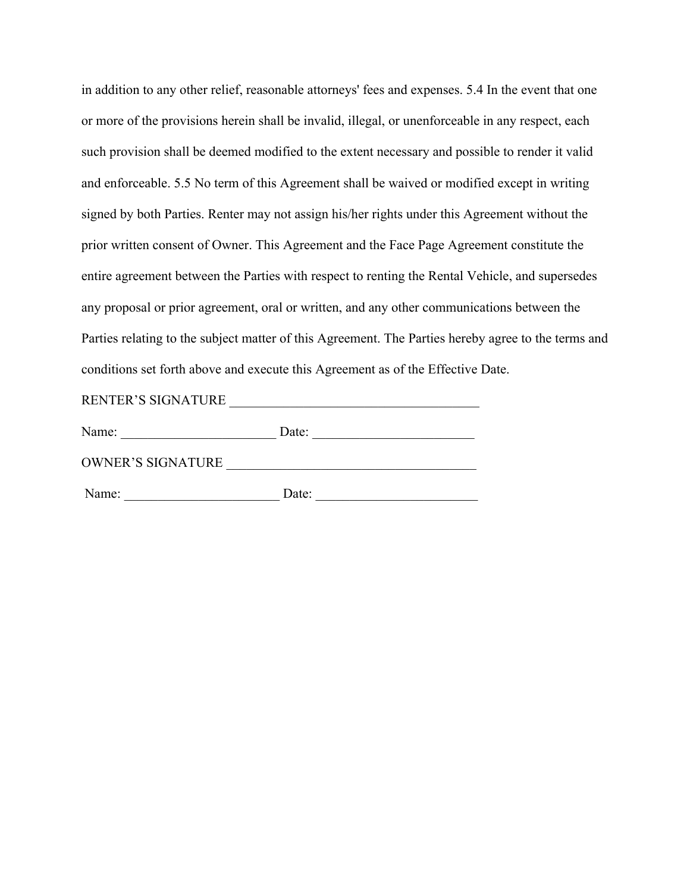in addition to any other relief, reasonable attorneys' fees and expenses. 5.4 In the event that one or more of the provisions herein shall be invalid, illegal, or unenforceable in any respect, each such provision shall be deemed modified to the extent necessary and possible to render it valid and enforceable. 5.5 No term of this Agreement shall be waived or modified except in writing signed by both Parties. Renter may not assign his/her rights under this Agreement without the prior written consent of Owner. This Agreement and the Face Page Agreement constitute the entire agreement between the Parties with respect to renting the Rental Vehicle, and supersedes any proposal or prior agreement, oral or written, and any other communications between the Parties relating to the subject matter of this Agreement. The Parties hereby agree to the terms and conditions set forth above and execute this Agreement as of the Effective Date.

RENTER’S SIGNATURE ______________________________________

Name: _______________________ Date: ________________________

OWNER’S SIGNATURE ______________________________________

Name: _______________________ Date: ________________________